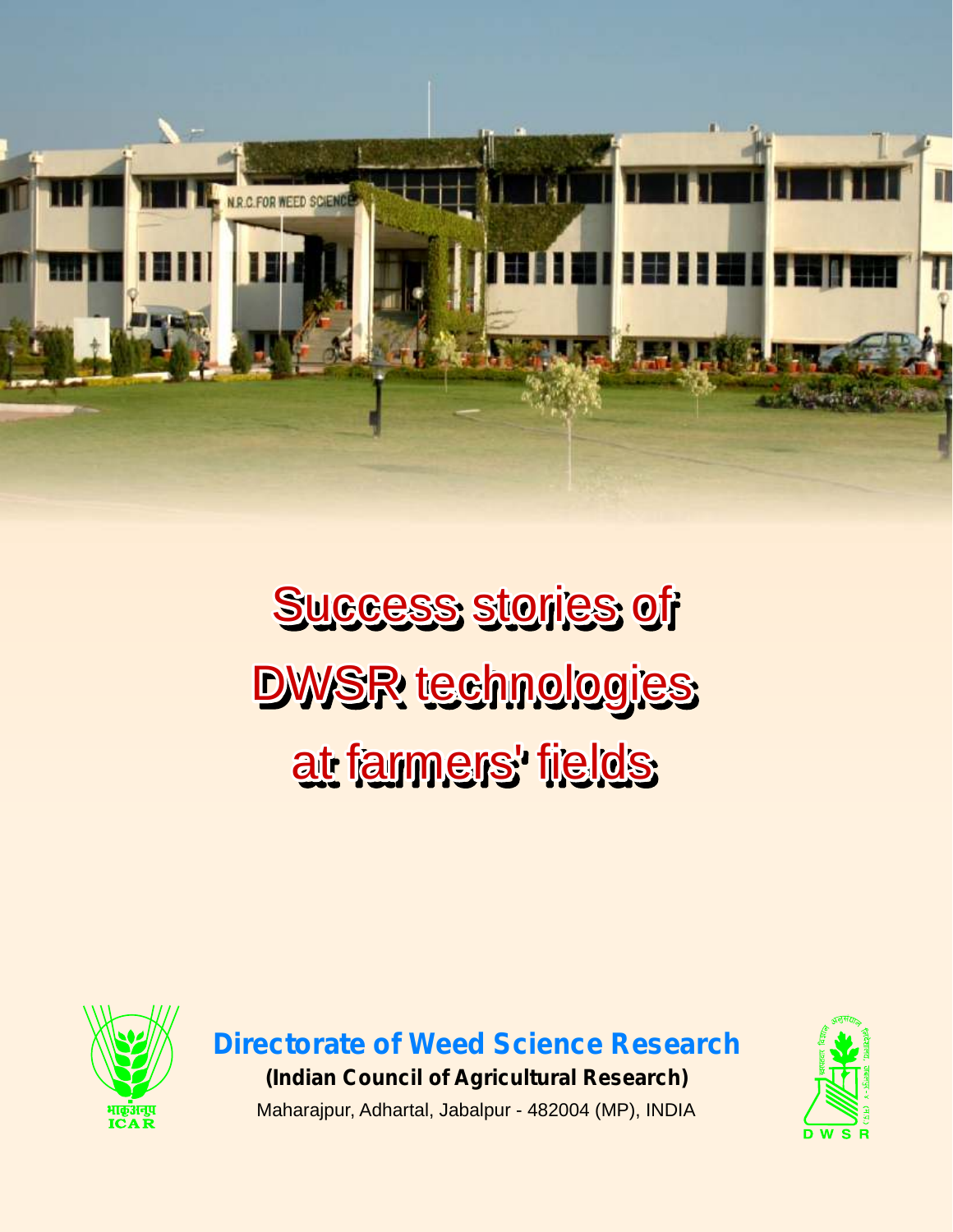# Success stories of DWSR technologies at farmers' fields

**Directorate of Weed Science Research**

**(Indian Council of Agricultural Research)**

Maharajpur, Adhartal, Jabalpur - 482004 (MP), INDIA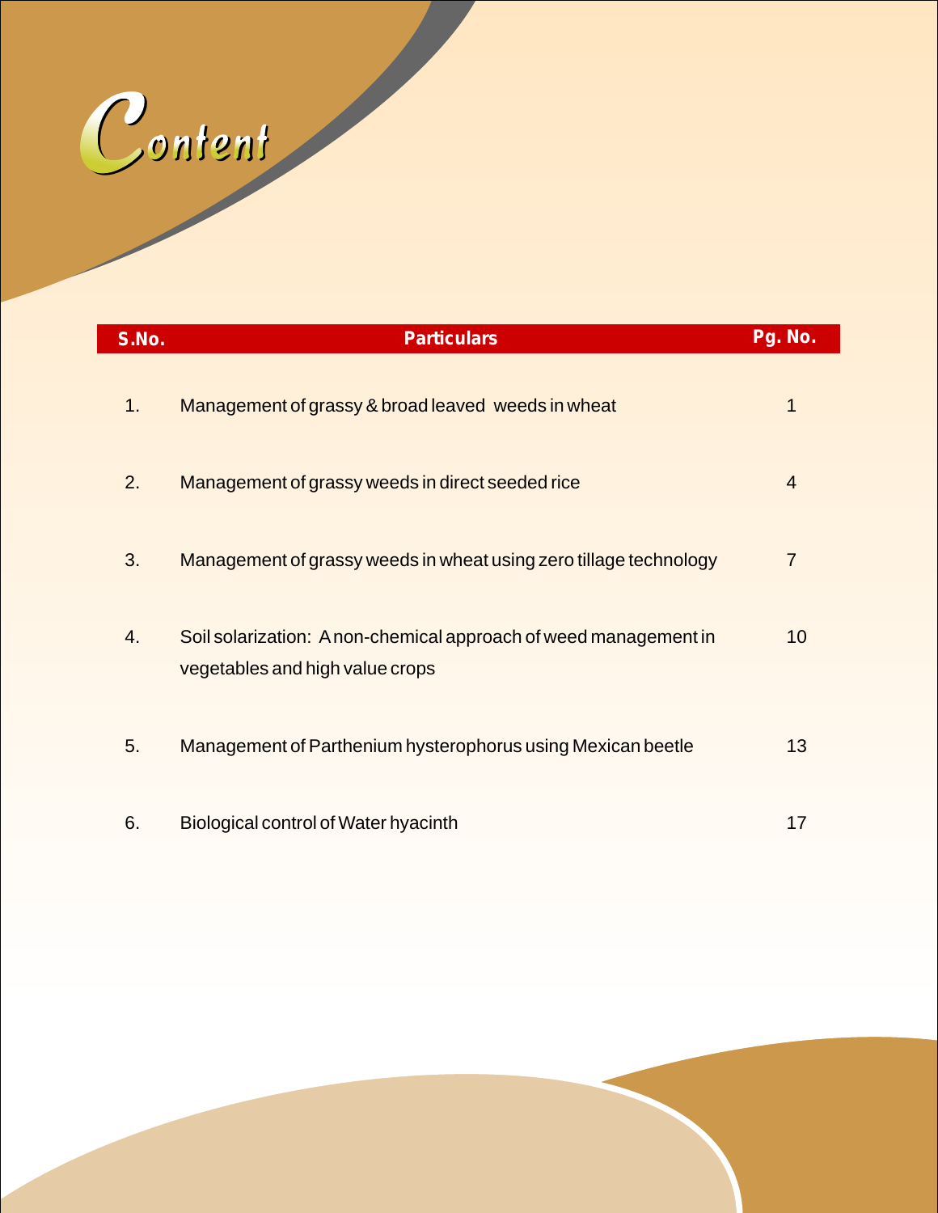# Content

| S.No. | Particulars | Pg. No. |
|---|---|---|
| 1. | Management of grassy & broad leaved weeds in wheat | 1 |
| 2. | Management of grassy weeds in direct seeded rice | 4 |
| 3. | Management of grassy weeds in wheat using zero tillage technology | 7 |
| 4. | Soil solarization: A non-chemical approach of weed management in vegetables and high value crops | 10 |
| 5. | Management of Parthenium hysterophorus using Mexican beetle | 13 |
| 6. | Biological control of Water hyacinth | 17 |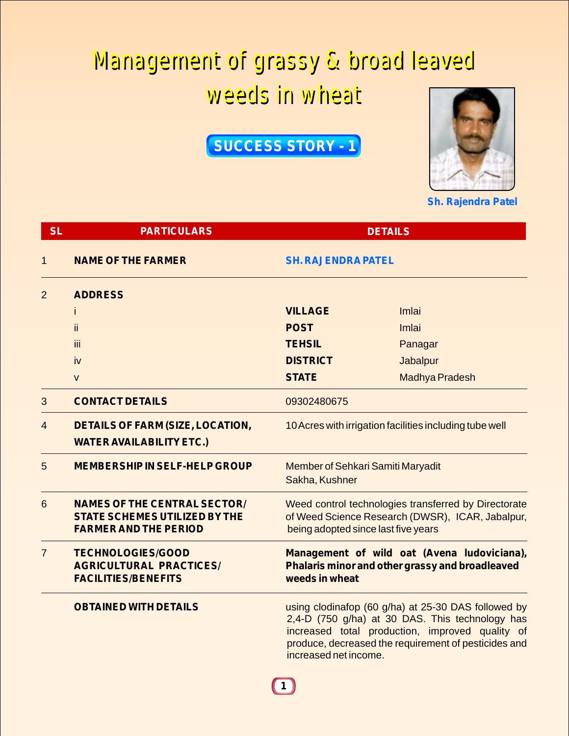# Management of grassy & broad leaved weeds in wheat

## SUCCESS STORY - 1

Sh. Rajendra Patel

| SL | PARTICULARS | DETAILS | |
|---|---|---|---|
| 1 | **NAME OF THE FARMER** | **SH. RAJENDRA PATEL** | |
| 2 | **ADDRESS** | | |
| | i | **VILLAGE** | Imlai |
| | ii | **POST** | Imlai |
| | iii | **TEHSIL** | Panagar |
| | iv | **DISTRICT** | Jabalpur |
| | v | **STATE** | Madhya Pradesh |
| 3 | **CONTACT DETAILS** | 09302480675 | |
| 4 | **DETAILS OF FARM (SIZE, LOCATION, WATER AVAILABILITY ETC.)** | 10 Acres with irrigation facilities including tube well | |
| 5 | **MEMBERSHIP IN SELF-HELP GROUP** | Member of Sehkari Samiti Maryadit Sakha, Kushner | |
| 6 | **NAMES OF THE CENTRAL SECTOR/ STATE SCHEMES UTILIZED BY THE FARMER AND THE PERIOD** | Weed control technologies transferred by Directorate of Weed Science Research (DWSR), ICAR, Jabalpur, being adopted since last five years | |
| 7 | **TECHNOLOGIES/GOOD AGRICULTURAL PRACTICES/ FACILITIES/BENEFITS** | **Management of wild oat (Avena ludoviciana), Phalaris minor and other grassy and broadleaved weeds in wheat** | |
| | **OBTAINED WITH DETAILS** | using clodinafop (60 g/ha) at 25-30 DAS followed by 2,4-D (750 g/ha) at 30 DAS. This technology has increased total production, improved quality of produce, decreased the requirement of pesticides and increased net income. | |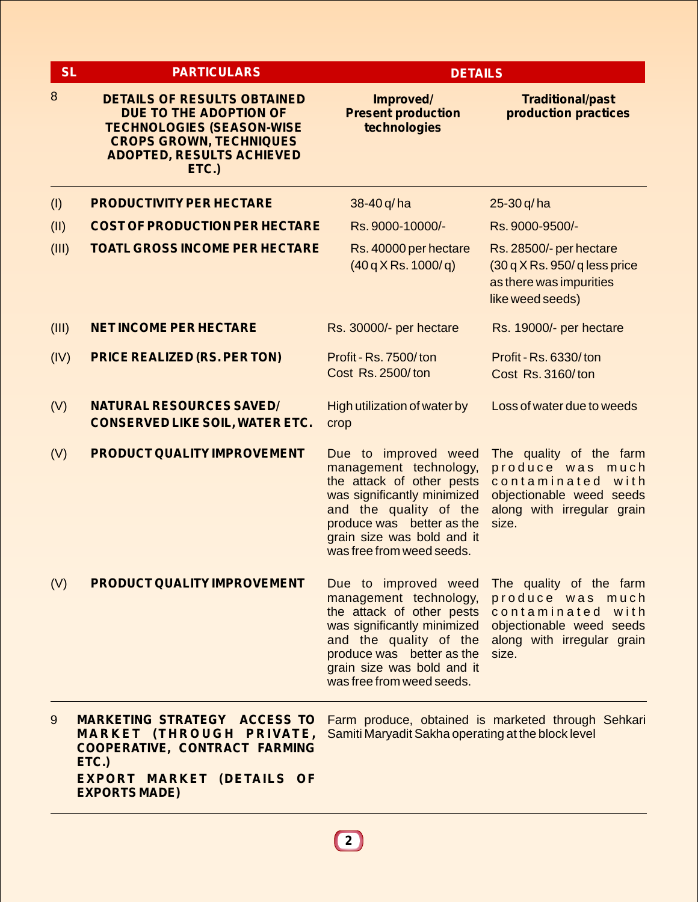| SL | PARTICULARS | DETAILS | |
|---|---|---|---|
| 8 | **DETAILS OF RESULTS OBTAINED DUE TO THE ADOPTION OF TECHNOLOGIES (SEASON-WISE CROPS GROWN, TECHNIQUES ADOPTED, RESULTS ACHIEVED ETC.)** | **Improved/ Present production technologies** | **Traditional/past production practices** |
| (I) | **PRODUCTIVITY PER HECTARE** | 38-40 q/ ha | 25-30 q/ ha |
| (II) | **COST OF PRODUCTION PER HECTARE** | Rs. 9000-10000/- | Rs. 9000-9500/- |
| (III) | **TOATL GROSS INCOME PER HECTARE** | Rs. 40000 per hectare (40 q X Rs. 1000/ q) | Rs. 28500/- per hectare (30 q X Rs. 950/ q less price as there was impurities like weed seeds) |
| (III) | **NET INCOME PER HECTARE** | Rs. 30000/- per hectare | Rs. 19000/- per hectare |
| (IV) | **PRICE REALIZED (RS. PER TON)** | Profit - Rs. 7500/ ton<br>Cost Rs. 2500/ ton | Profit - Rs. 6330/ ton<br>Cost Rs. 3160/ ton |
| (V) | **NATURAL RESOURCES SAVED/ CONSERVED LIKE SOIL, WATER ETC.** | High utilization of water by crop | Loss of water due to weeds |
| (V) | **PRODUCT QUALITY IMPROVEMENT** | Due to improved weed management technology, the attack of other pests was significantly minimized and the quality of the produce was better as the grain size was bold and it was free from weed seeds. | The quality of the farm produce was much contaminated with objectionable weed seeds along with irregular grain size. |
| (V) | **PRODUCT QUALITY IMPROVEMENT** | Due to improved weed management technology, the attack of other pests was significantly minimized and the quality of the produce was better as the grain size was bold and it was free from weed seeds. | The quality of the farm produce was much contaminated with objectionable weed seeds along with irregular grain size. |
| 9 | **MARKETING STRATEGY ACCESS TO MARKET (THROUGH PRIVATE, COOPERATIVE, CONTRACT FARMING ETC.)**<br>**EXPORT MARKET (DETAILS OF EXPORTS MADE)** | Farm produce, obtained is marketed through Sehkari Samiti Maryadit Sakha operating at the block level | |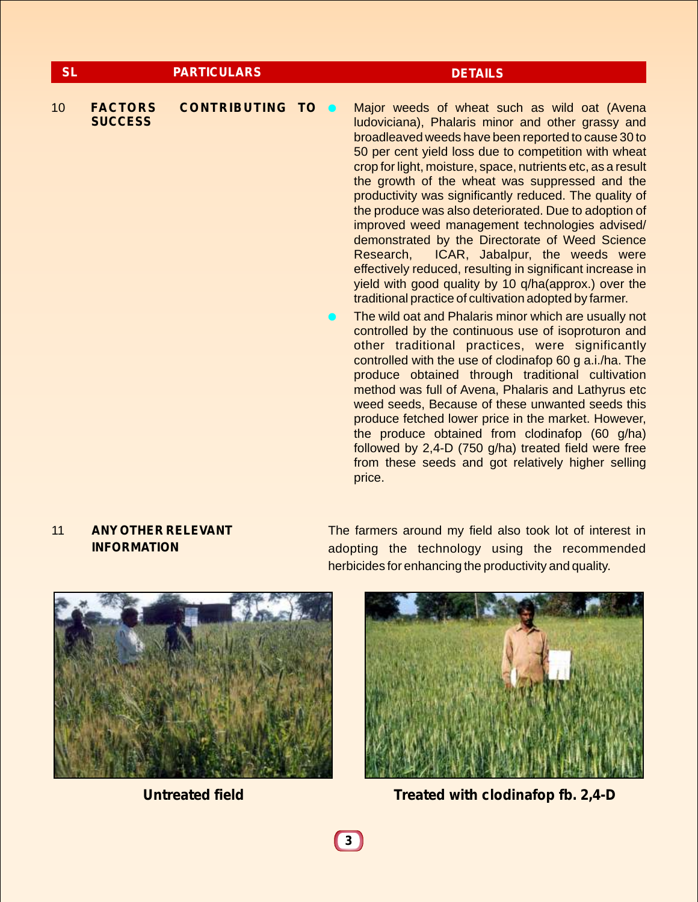| SL | PARTICULARS | DETAILS |
| --- | --- | --- |
| 10 | **FACTORS CONTRIBUTING TO SUCCESS** | • Major weeds of wheat such as wild oat (Avena ludoviciana), Phalaris minor and other grassy and broadleaved weeds have been reported to cause 30 to 50 per cent yield loss due to competition with wheat crop for light, moisture, space, nutrients etc, as a result the growth of the wheat was suppressed and the productivity was significantly reduced. The quality of the produce was also deteriorated. Due to adoption of improved weed management technologies advised/ demonstrated by the Directorate of Weed Science Research, ICAR, Jabalpur, the weeds were effectively reduced, resulting in significant increase in yield with good quality by 10 q/ha(approx.) over the traditional practice of cultivation adopted by farmer.<br>• The wild oat and Phalaris minor which are usually not controlled by the continuous use of isoproturon and other traditional practices, were significantly controlled with the use of clodinafop 60 g a.i./ha. The produce obtained through traditional cultivation method was full of Avena, Phalaris and Lathyrus etc weed seeds, Because of these unwanted seeds this produce fetched lower price in the market. However, the produce obtained from clodinafop (60 g/ha) followed by 2,4-D (750 g/ha) treated field were free from these seeds and got relatively higher selling price. |
| 11 | **ANY OTHER RELEVANT INFORMATION** | The farmers around my field also took lot of interest in adopting the technology using the recommended herbicides for enhancing the productivity and quality. |

**Untreated field**

**Treated with clodinafop fb. 2,4-D**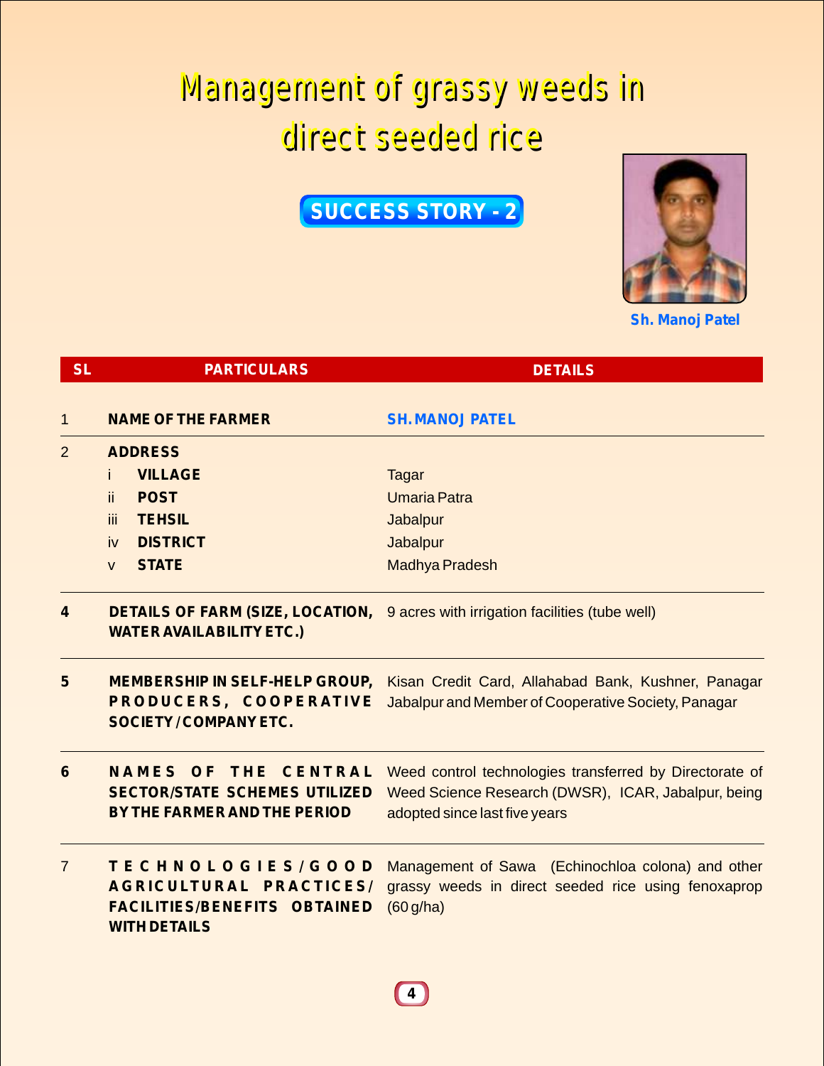# Management of grassy weeds in direct seeded rice

## SUCCESS STORY - 2

**Sh. Manoj Patel**

| SL | PARTICULARS | DETAILS |
|---|---|---|
| 1 | **NAME OF THE FARMER** | **SH. MANOJ PATEL** |
| 2 | **ADDRESS** | |
| | i **VILLAGE** | Tagar |
| | ii **POST** | Umaria Patra |
| | iii **TEHSIL** | Jabalpur |
| | iv **DISTRICT** | Jabalpur |
| | v **STATE** | Madhya Pradesh |
| 4 | **DETAILS OF FARM (SIZE, LOCATION, WATER AVAILABILITY ETC.)** | 9 acres with irrigation facilities (tube well) |
| 5 | **MEMBERSHIP IN SELF-HELP GROUP, PRODUCERS, COOPERATIVE SOCIETY /COMPANY ETC.** | Kisan Credit Card, Allahabad Bank, Kushner, Panagar Jabalpur and Member of Cooperative Society, Panagar |
| 6 | **NAMES OF THE CENTRAL SECTOR/STATE SCHEMES UTILIZED BY THE FARMER AND THE PERIOD** | Weed control technologies transferred by Directorate of Weed Science Research (DWSR), ICAR, Jabalpur, being adopted since last five years |
| 7 | **TECHNOLOGIES/GOOD AGRICULTURAL PRACTICES/ FACILITIES/BENEFITS OBTAINED WITH DETAILS** | Management of Sawa (Echinochloa colona) and other grassy weeds in direct seeded rice using fenoxaprop (60 g/ha) |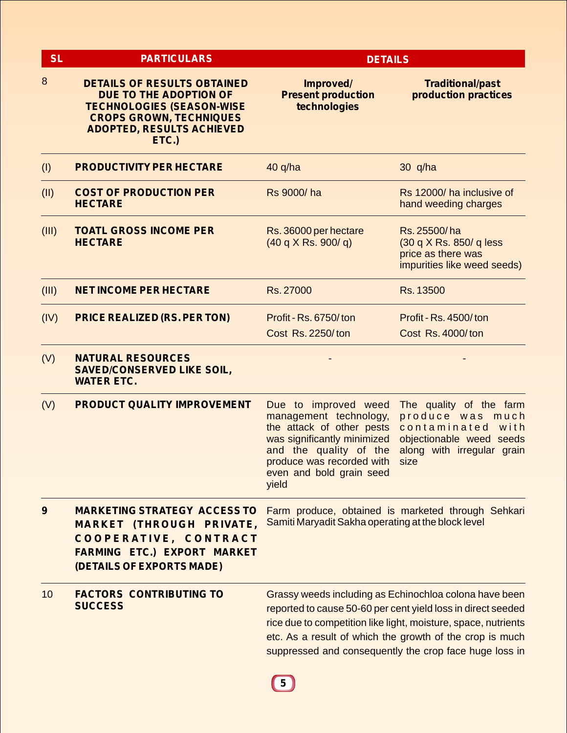| SL | PARTICULARS | DETAILS | |
|---|---|---|---|
| 8 | **DETAILS OF RESULTS OBTAINED DUE TO THE ADOPTION OF TECHNOLOGIES (SEASON-WISE CROPS GROWN, TECHNIQUES ADOPTED, RESULTS ACHIEVED ETC.)** | **Improved/ Present production technologies** | **Traditional/past production practices** |
| (I) | **PRODUCTIVITY PER HECTARE** | 40 q/ha | 30 q/ha |
| (II) | **COST OF PRODUCTION PER HECTARE** | Rs 9000/ ha | Rs 12000/ ha inclusive of hand weeding charges |
| (III) | **TOATL GROSS INCOME PER HECTARE** | Rs. 36000 per hectare (40 q X Rs. 900/ q) | Rs. 25500/ ha (30 q X Rs. 850/ q less price as there was impurities like weed seeds) |
| (III) | **NET INCOME PER HECTARE** | Rs. 27000 | Rs. 13500 |
| (IV) | **PRICE REALIZED (RS. PER TON)** | Profit - Rs. 6750/ ton<br>Cost Rs. 2250/ ton | Profit - Rs. 4500/ ton<br>Cost Rs. 4000/ ton |
| (V) | **NATURAL RESOURCES SAVED/CONSERVED LIKE SOIL, WATER ETC.** | - | - |
| (V) | **PRODUCT QUALITY IMPROVEMENT** | Due to improved weed management technology, the attack of other pests was significantly minimized and the quality of the produce was recorded with even and bold grain seed yield | The quality of the farm produce was much contaminated with objectionable weed seeds along with irregular grain size |
| **9** | **MARKETING STRATEGY ACCESS TO MARKET (THROUGH PRIVATE, COOPERATIVE, CONTRACT FARMING ETC.) EXPORT MARKET (DETAILS OF EXPORTS MADE)** | Farm produce, obtained is marketed through Sehkari Samiti Maryadit Sakha operating at the block level | |
| 10 | **FACTORS CONTRIBUTING TO SUCCESS** | Grassy weeds including as Echinochloa colona have been reported to cause 50-60 per cent yield loss in direct seeded rice due to competition like light, moisture, space, nutrients etc. As a result of which the growth of the crop is much suppressed and consequently the crop face huge loss in | |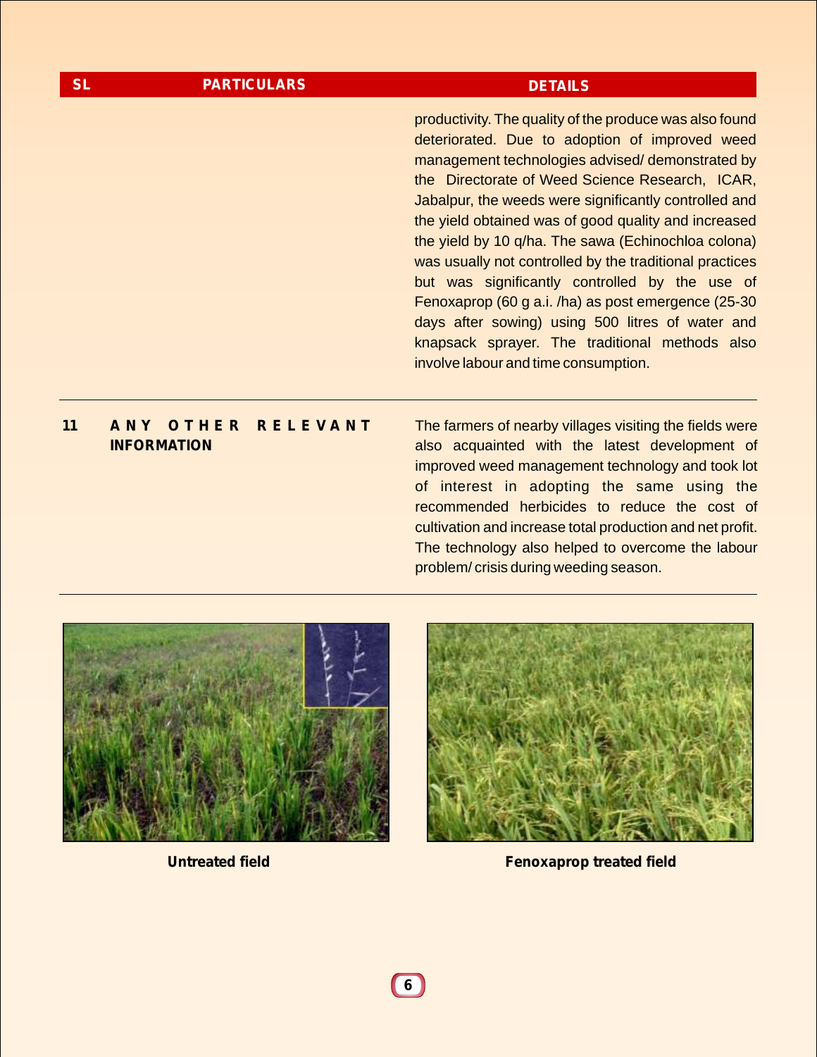| SL | PARTICULARS | DETAILS |
|---|---|---|
| | | productivity. The quality of the produce was also found deteriorated. Due to adoption of improved weed management technologies advised/ demonstrated by the Directorate of Weed Science Research, ICAR, Jabalpur, the weeds were significantly controlled and the yield obtained was of good quality and increased the yield by 10 q/ha. The sawa (Echinochloa colona) was usually not controlled by the traditional practices but was significantly controlled by the use of Fenoxaprop (60 g a.i. /ha) as post emergence (25-30 days after sowing) using 500 litres of water and knapsack sprayer. The traditional methods also involve labour and time consumption. |
| 11 | ANY OTHER RELEVANT INFORMATION | The farmers of nearby villages visiting the fields were also acquainted with the latest development of improved weed management technology and took lot of interest in adopting the same using the recommended herbicides to reduce the cost of cultivation and increase total production and net profit. The technology also helped to overcome the labour problem/ crisis during weeding season. |

**Untreated field**

**Fenoxaprop treated field**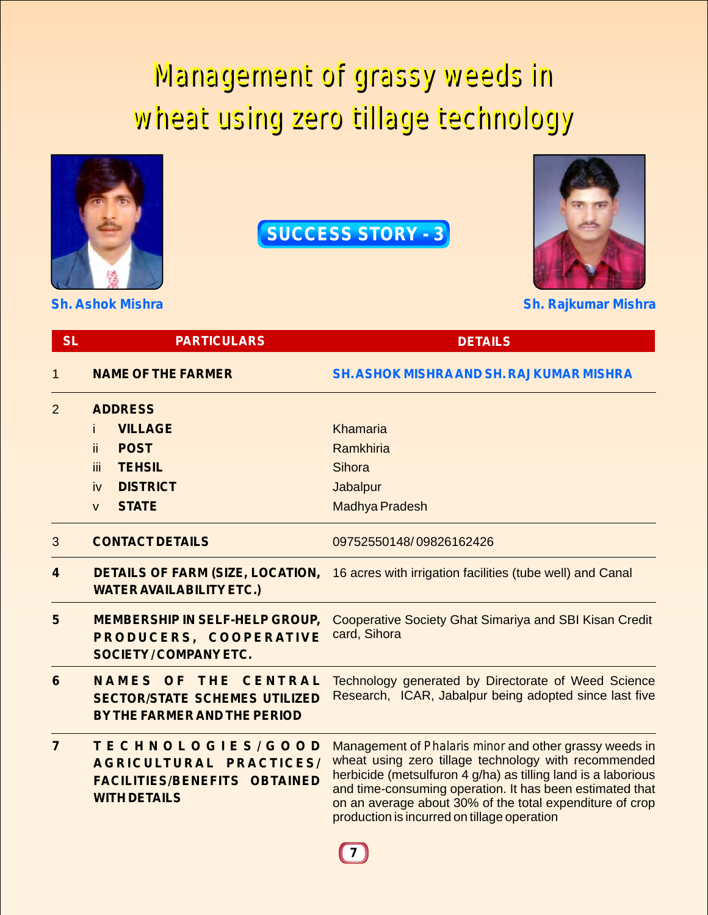# Management of grassy weeds in wheat using zero tillage technology

**SUCCESS STORY - 3**

**Sh. Ashok Mishra**

**Sh. Rajkumar Mishra**

| SL | PARTICULARS | DETAILS |
|---|---|---|
| 1 | **NAME OF THE FARMER** | **SH. ASHOK MISHRA AND SH. RAJ KUMAR MISHRA** |
| 2 | **ADDRESS** | |
| | i **VILLAGE** | Khamaria |
| | ii **POST** | Ramkhiria |
| | iii **TEHSIL** | Sihora |
| | iv **DISTRICT** | Jabalpur |
| | v **STATE** | Madhya Pradesh |
| 3 | **CONTACT DETAILS** | 09752550148/ 09826162426 |
| 4 | **DETAILS OF FARM (SIZE, LOCATION, WATER AVAILABILITY ETC.)** | 16 acres with irrigation facilities (tube well) and Canal |
| 5 | **MEMBERSHIP IN SELF-HELP GROUP, PRODUCERS, COOPERATIVE SOCIETY / COMPANY ETC.** | Cooperative Society Ghat Simariya and SBI Kisan Credit card, Sihora |
| 6 | **NAMES OF THE CENTRAL SECTOR/STATE SCHEMES UTILIZED BY THE FARMER AND THE PERIOD** | Technology generated by Directorate of Weed Science Research, ICAR, Jabalpur being adopted since last five |
| 7 | **TECHNOLOGIES/GOOD AGRICULTURAL PRACTICES/ FACILITIES/BENEFITS OBTAINED WITH DETAILS** | Management of *Phalaris minor* and other grassy weeds in wheat using zero tillage technology with recommended herbicide (metsulfuron 4 g/ha) as tilling land is a laborious and time-consuming operation. It has been estimated that on an average about 30% of the total expenditure of crop production is incurred on tillage operation |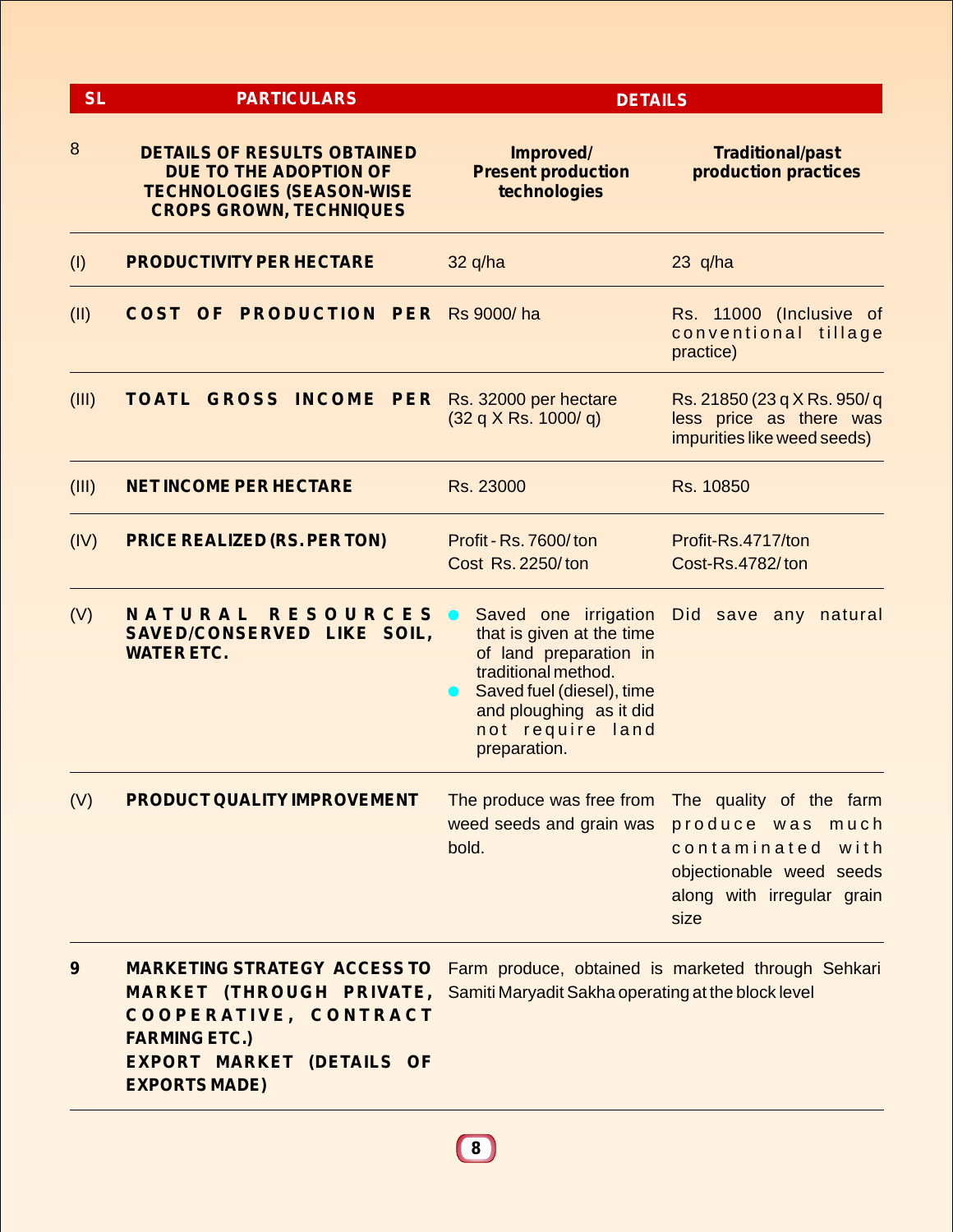| SL | PARTICULARS | DETAILS | |
|---|---|---|---|
| 8 | **DETAILS OF RESULTS OBTAINED DUE TO THE ADOPTION OF TECHNOLOGIES (SEASON-WISE CROPS GROWN, TECHNIQUES** | **Improved/ Present production technologies** | **Traditional/past production practices** |
| (I) | **PRODUCTIVITY PER HECTARE** | 32 q/ha | 23 q/ha |
| (II) | **COST OF PRODUCTION PER** | Rs 9000/ ha | Rs. 11000 (Inclusive of conventional tillage practice) |
| (III) | **TOATL GROSS INCOME PER** | Rs. 32000 per hectare (32 q X Rs. 1000/ q) | Rs. 21850 (23 q X Rs. 950/ q less price as there was impurities like weed seeds) |
| (III) | **NET INCOME PER HECTARE** | Rs. 23000 | Rs. 10850 |
| (IV) | **PRICE REALIZED (RS. PER TON)** | Profit - Rs. 7600/ ton<br>Cost Rs. 2250/ ton | Profit-Rs.4717/ton<br>Cost-Rs.4782/ ton |
| (V) | **NATURAL RESOURCES SAVED/CONSERVED LIKE SOIL, WATER ETC.** | • Saved one irrigation that is given at the time of land preparation in traditional method.<br>• Saved fuel (diesel), time and ploughing as it did not require land preparation. | Did save any natural |
| (V) | **PRODUCT QUALITY IMPROVEMENT** | The produce was free from weed seeds and grain was bold. | The quality of the farm produce was much contaminated with objectionable weed seeds along with irregular grain size |
| 9 | **MARKETING STRATEGY ACCESS TO MARKET (THROUGH PRIVATE, COOPERATIVE, CONTRACT FARMING ETC.)**<br>**EXPORT MARKET (DETAILS OF EXPORTS MADE)** | Farm produce, obtained is marketed through Sehkari Samiti Maryadit Sakha operating at the block level | |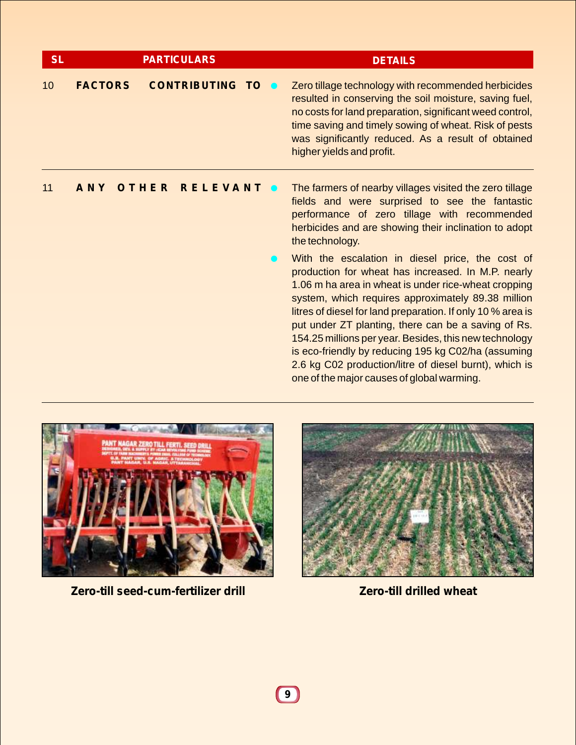| SL | PARTICULARS | DETAILS |
|---|---|---|
| 10 | **FACTORS CONTRIBUTING TO** | Zero tillage technology with recommended herbicides resulted in conserving the soil moisture, saving fuel, no costs for land preparation, significant weed control, time saving and timely sowing of wheat. Risk of pests was significantly reduced. As a result of obtained higher yields and profit. |
| 11 | **ANY OTHER RELEVANT** | The farmers of nearby villages visited the zero tillage fields and were surprised to see the fantastic performance of zero tillage with recommended herbicides and are showing their inclination to adopt the technology. |
| | | With the escalation in diesel price, the cost of production for wheat has increased. In M.P. nearly 1.06 m ha area in wheat is under rice-wheat cropping system, which requires approximately 89.38 million litres of diesel for land preparation. If only 10 % area is put under ZT planting, there can be a saving of Rs. 154.25 millions per year. Besides, this new technology is eco-friendly by reducing 195 kg C02/ha (assuming 2.6 kg C02 production/litre of diesel burnt), which is one of the major causes of global warming. |

**Zero-till seed-cum-fertilizer drill**

**Zero-till drilled wheat**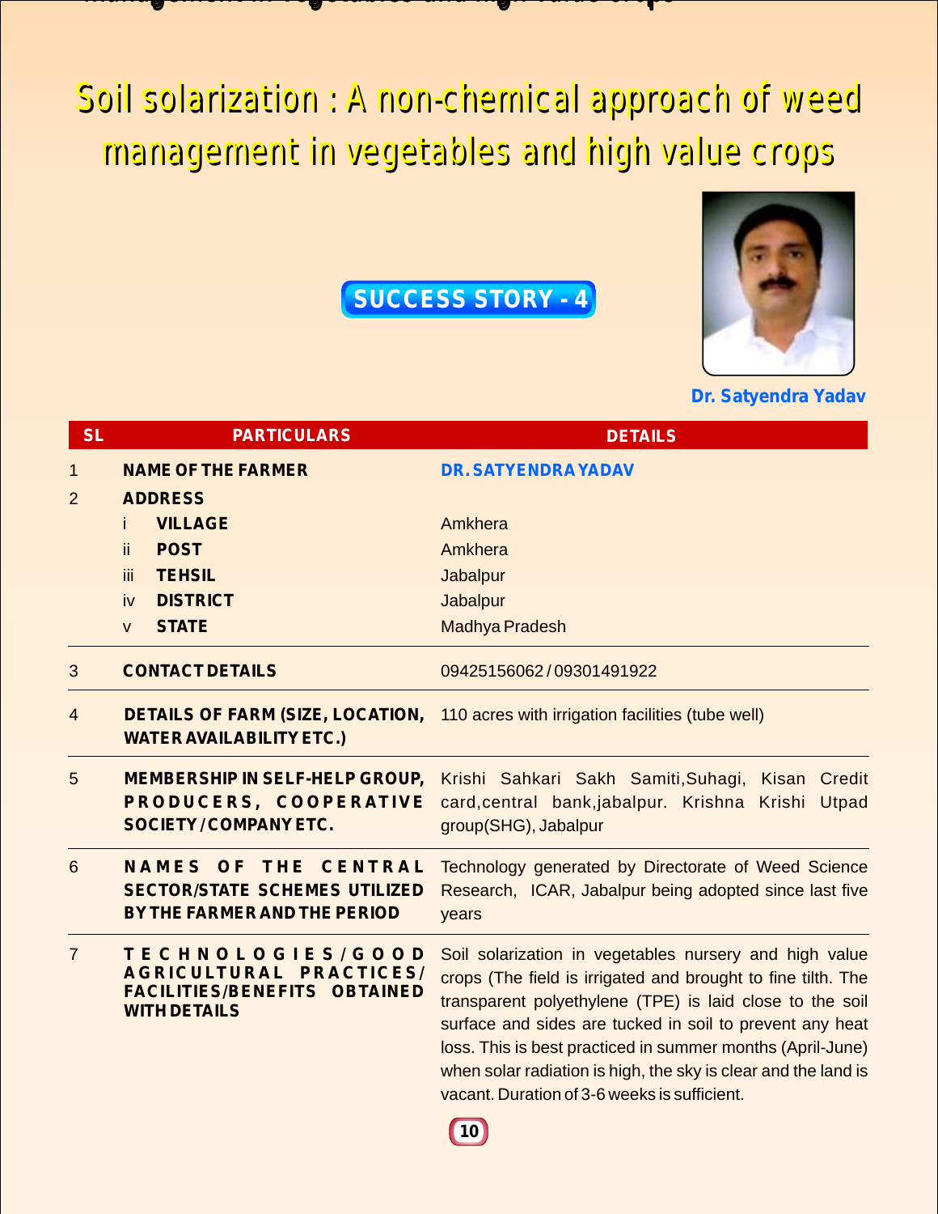# Soil solarization : A non-chemical approach of weed management in vegetables and high value crops

**SUCCESS STORY - 4**

**Dr. Satyendra Yadav**

| SL | PARTICULARS | DETAILS |
|---|---|---|
| 1 | **NAME OF THE FARMER** | **DR. SATYENDRA YADAV** |
| 2 | **ADDRESS** | |
| | i **VILLAGE** | Amkhera |
| | ii **POST** | Amkhera |
| | iii **TEHSIL** | Jabalpur |
| | iv **DISTRICT** | Jabalpur |
| | v **STATE** | Madhya Pradesh |
| 3 | **CONTACT DETAILS** | 09425156062 / 09301491922 |
| 4 | **DETAILS OF FARM (SIZE, LOCATION, WATER AVAILABILITY ETC.)** | 110 acres with irrigation facilities (tube well) |
| 5 | **MEMBERSHIP IN SELF-HELP GROUP, PRODUCERS, COOPERATIVE SOCIETY / COMPANY ETC.** | Krishi Sahkari Sakh Samiti,Suhagi, Kisan Credit card,central bank,jabalpur. Krishna Krishi Utpad group(SHG), Jabalpur |
| 6 | **NAMES OF THE CENTRAL SECTOR/STATE SCHEMES UTILIZED BY THE FARMER AND THE PERIOD** | Technology generated by Directorate of Weed Science Research, ICAR, Jabalpur being adopted since last five years |
| 7 | **TECHNOLOGIES/GOOD AGRICULTURAL PRACTICES/ FACILITIES/BENEFITS OBTAINED WITH DETAILS** | Soil solarization in vegetables nursery and high value crops (The field is irrigated and brought to fine tilth. The transparent polyethylene (TPE) is laid close to the soil surface and sides are tucked in soil to prevent any heat loss. This is best practiced in summer months (April-June) when solar radiation is high, the sky is clear and the land is vacant. Duration of 3-6 weeks is sufficient. |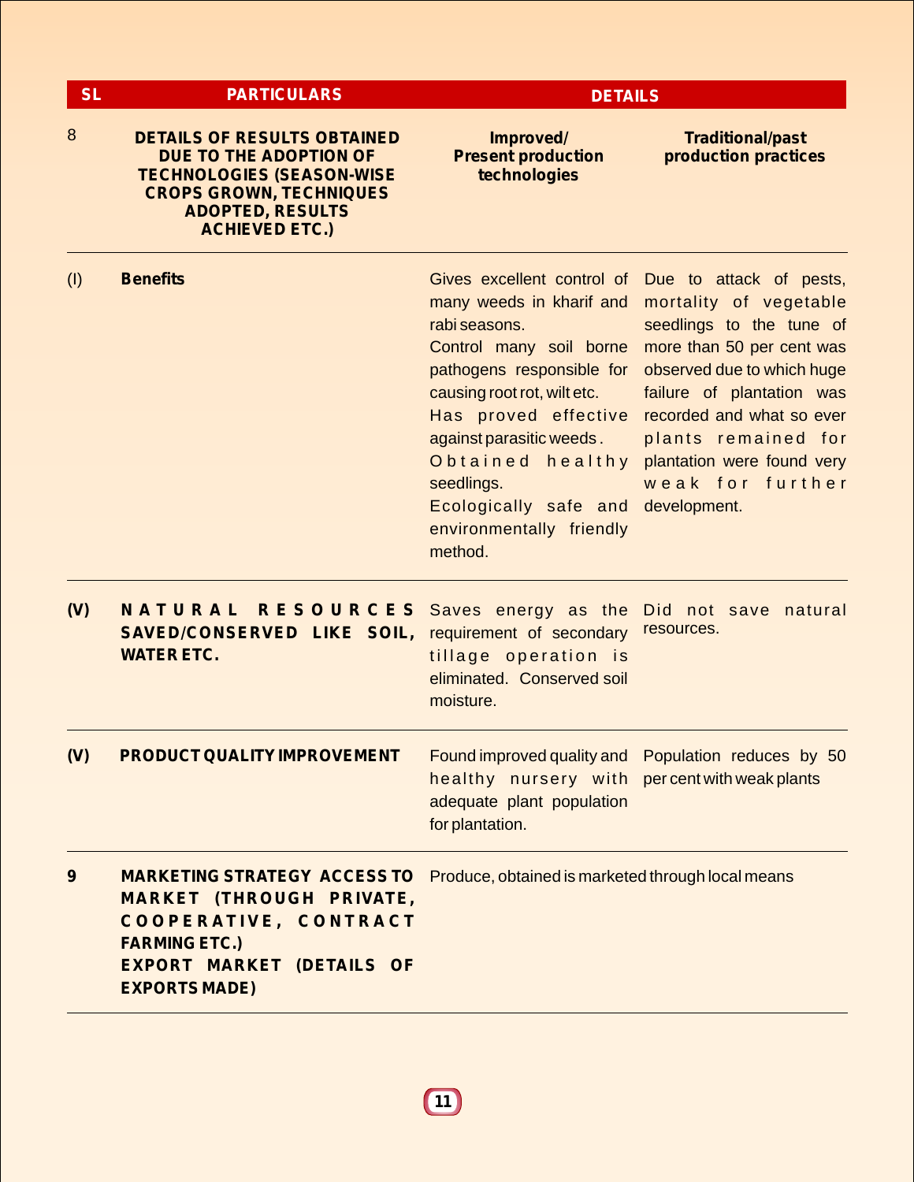| SL | PARTICULARS | DETAILS | |
|---|---|---|---|
| 8 | **DETAILS OF RESULTS OBTAINED DUE TO THE ADOPTION OF TECHNOLOGIES (SEASON-WISE CROPS GROWN, TECHNIQUES ADOPTED, RESULTS ACHIEVED ETC.)** | **Improved/ Present production technologies** | **Traditional/past production practices** |
| (I) | **Benefits** | Gives excellent control of many weeds in kharif and rabi seasons. Control many soil borne pathogens responsible for causing root rot, wilt etc. Has proved effective against parasitic weeds. Obtained healthy seedlings. Ecologically safe and environmentally friendly method. | Due to attack of pests, mortality of vegetable seedlings to the tune of more than 50 per cent was observed due to which huge failure of plantation was recorded and what so ever plants remained for plantation were found very weak for further development. |
| (V) | **NATURAL RESOURCES SAVED/CONSERVED LIKE SOIL, WATER ETC.** | Saves energy as the requirement of secondary tillage operation is eliminated. Conserved soil moisture. | Did not save natural resources. |
| (V) | **PRODUCT QUALITY IMPROVEMENT** | Found improved quality and healthy nursery with adequate plant population for plantation. | Population reduces by 50 per cent with weak plants |
| 9 | **MARKETING STRATEGY ACCESS TO MARKET (THROUGH PRIVATE, COOPERATIVE, CONTRACT FARMING ETC.) EXPORT MARKET (DETAILS OF EXPORTS MADE)** | Produce, obtained is marketed through local means | |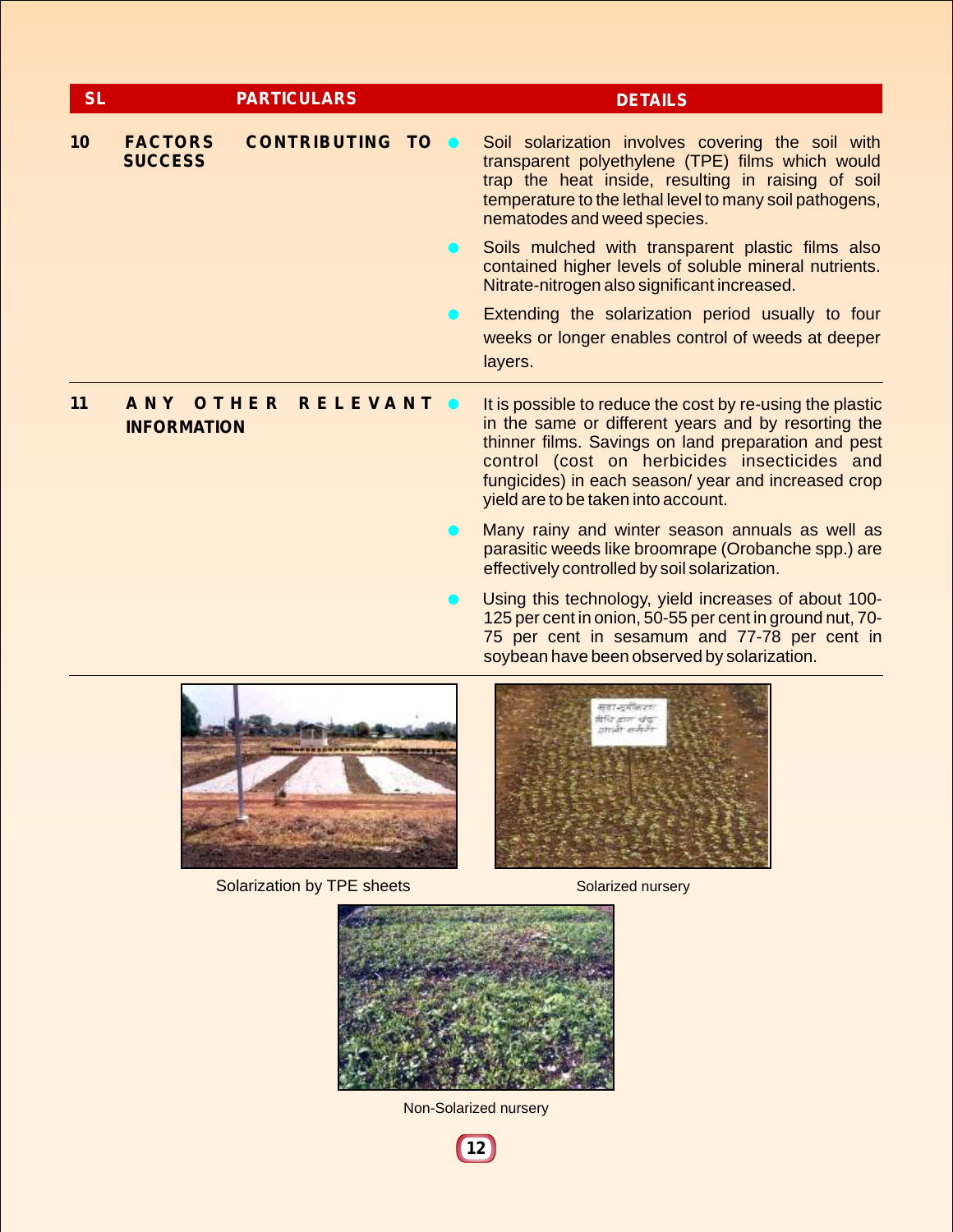| SL | PARTICULARS | DETAILS |
|---|---|---|
| 10 | **FACTORS CONTRIBUTING TO SUCCESS** | • Soil solarization involves covering the soil with transparent polyethylene (TPE) films which would trap the heat inside, resulting in raising of soil temperature to the lethal level to many soil pathogens, nematodes and weed species.<br>• Soils mulched with transparent plastic films also contained higher levels of soluble mineral nutrients. Nitrate-nitrogen also significant increased.<br>• Extending the solarization period usually to four weeks or longer enables control of weeds at deeper layers. |
| 11 | **ANY OTHER RELEVANT INFORMATION** | • It is possible to reduce the cost by re-using the plastic in the same or different years and by resorting the thinner films. Savings on land preparation and pest control (cost on herbicides insecticides and fungicides) in each season/ year and increased crop yield are to be taken into account.<br>• Many rainy and winter season annuals as well as parasitic weeds like broomrape (Orobanche spp.) are effectively controlled by soil solarization.<br>• Using this technology, yield increases of about 100-125 per cent in onion, 50-55 per cent in ground nut, 70-75 per cent in sesamum and 77-78 per cent in soybean have been observed by solarization. |

Solarization by TPE sheets

Solarized nursery

Non-Solarized nursery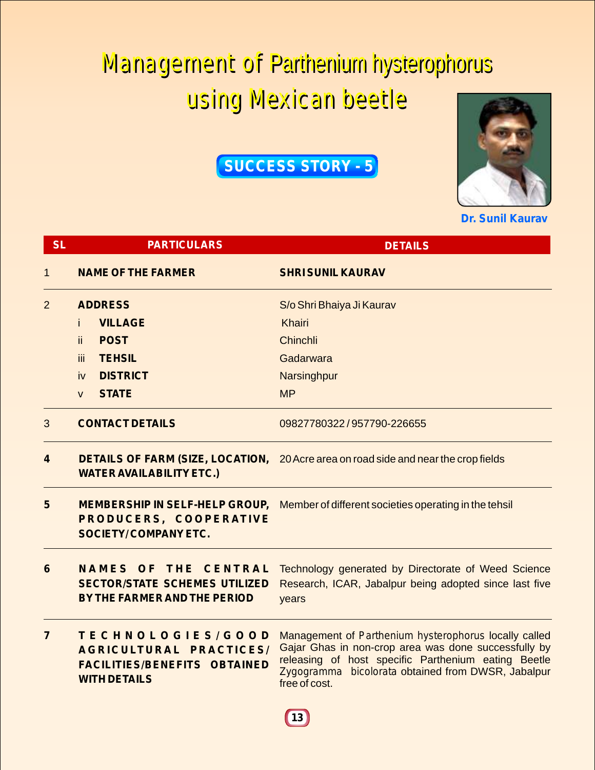# Management of *Parthenium hysterophorus* using Mexican beetle

## SUCCESS STORY - 5

Dr. Sunil Kaurav

| SL | PARTICULARS | DETAILS |
|---|---|---|
| 1 | **NAME OF THE FARMER** | **SHRI SUNIL KAURAV** |
| 2 | **ADDRESS** | S/o Shri Bhaiya Ji Kaurav |
| | i **VILLAGE** | Khairi |
| | ii **POST** | Chinchli |
| | iii **TEHSIL** | Gadarwara |
| | iv **DISTRICT** | Narsinghpur |
| | v **STATE** | MP |
| 3 | **CONTACT DETAILS** | 09827780322 / 957790-226655 |
| 4 | **DETAILS OF FARM (SIZE, LOCATION, WATER AVAILABILITY ETC.)** | 20 Acre area on road side and near the crop fields |
| 5 | **MEMBERSHIP IN SELF-HELP GROUP, PRODUCERS, COOPERATIVE SOCIETY/COMPANY ETC.** | Member of different societies operating in the tehsil |
| 6 | **NAMES OF THE CENTRAL SECTOR/STATE SCHEMES UTILIZED BY THE FARMER AND THE PERIOD** | Technology generated by Directorate of Weed Science Research, ICAR, Jabalpur being adopted since last five years |
| 7 | **TECHNOLOGIES/GOOD AGRICULTURAL PRACTICES/ FACILITIES/BENEFITS OBTAINED WITH DETAILS** | Management of *Parthenium hysterophorus* locally called Gajar Ghas in non-crop area was done successfully by releasing of host specific Parthenium eating Beetle *Zygogramma bicolorata* obtained from DWSR, Jabalpur free of cost. |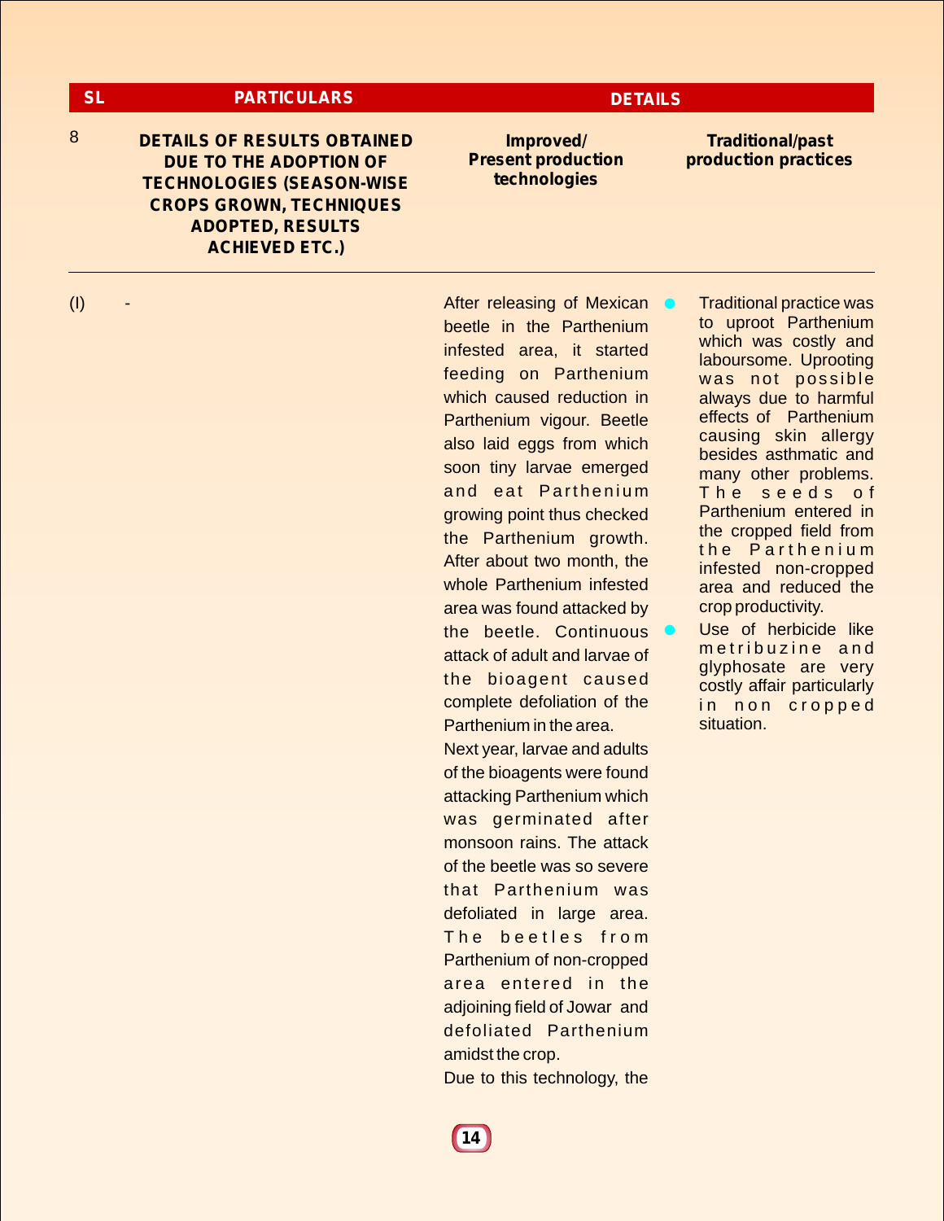| SL | PARTICULARS | DETAILS | |
|---|---|---|---|
| 8 | **DETAILS OF RESULTS OBTAINED DUE TO THE ADOPTION OF TECHNOLOGIES (SEASON-WISE CROPS GROWN, TECHNIQUES ADOPTED, RESULTS ACHIEVED ETC.)** | **Improved/ Present production technologies** | **Traditional/past production practices** |
| (I) | - | After releasing of Mexican beetle in the Parthenium infested area, it started feeding on Parthenium which caused reduction in Parthenium vigour. Beetle also laid eggs from which soon tiny larvae emerged and eat Parthenium growing point thus checked the Parthenium growth. After about two month, the whole Parthenium infested area was found attacked by the beetle. Continuous attack of adult and larvae of the bioagent caused complete defoliation of the Parthenium in the area.<br>Next year, larvae and adults of the bioagents were found attacking Parthenium which was germinated after monsoon rains. The attack of the beetle was so severe that Parthenium was defoliated in large area. The beetles from Parthenium of non-cropped area entered in the adjoining field of Jowar and defoliated Parthenium amidst the crop.<br>Due to this technology, the | • Traditional practice was to uproot Parthenium which was costly and laboursome. Uprooting was not possible always due to harmful effects of Parthenium causing skin allergy besides asthmatic and many other problems. The seeds of Parthenium entered in the cropped field from the Parthenium infested non-cropped area and reduced the crop productivity.<br>• Use of herbicide like metribuzine and glyphosate are very costly affair particularly in non cropped situation. |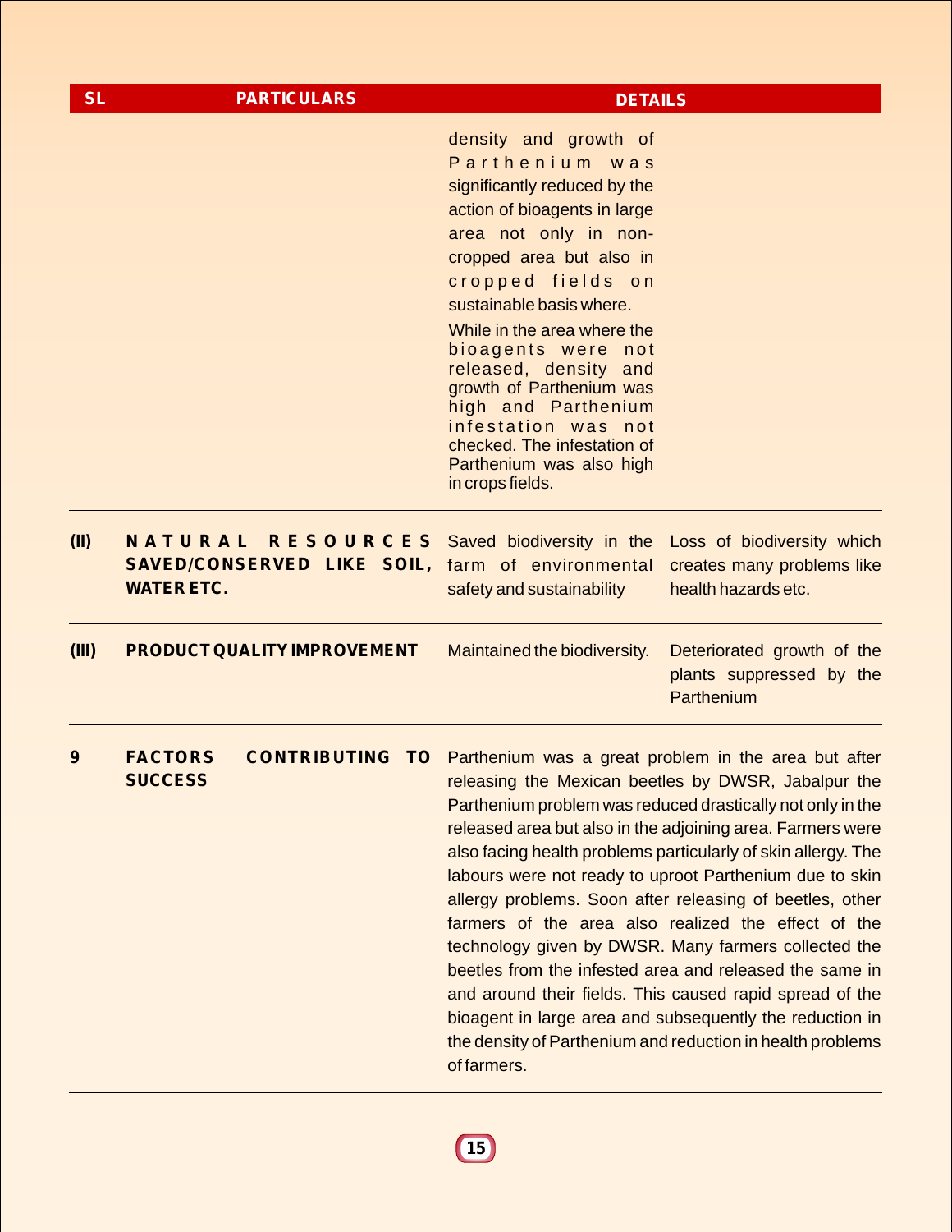| SL | PARTICULARS | DETAILS | |
|---|---|---|---|
| | | density and growth of Parthenium was significantly reduced by the action of bioagents in large area not only in non-cropped area but also in cropped fields on sustainable basis where.<br>While in the area where the bioagents were not released, density and growth of Parthenium was high and Parthenium infestation was not checked. The infestation of Parthenium was also high in crops fields. | |
| (II) | NATURAL RESOURCES SAVED/CONSERVED LIKE SOIL, WATER ETC. | Saved biodiversity in the farm of environmental safety and sustainability | Loss of biodiversity which creates many problems like health hazards etc. |
| (III) | PRODUCT QUALITY IMPROVEMENT | Maintained the biodiversity. | Deteriorated growth of the plants suppressed by the Parthenium |
| 9 | FACTORS CONTRIBUTING TO SUCCESS | Parthenium was a great problem in the area but after releasing the Mexican beetles by DWSR, Jabalpur the Parthenium problem was reduced drastically not only in the released area but also in the adjoining area. Farmers were also facing health problems particularly of skin allergy. The labours were not ready to uproot Parthenium due to skin allergy problems. Soon after releasing of beetles, other farmers of the area also realized the effect of the technology given by DWSR. Many farmers collected the beetles from the infested area and released the same in and around their fields. This caused rapid spread of the bioagent in large area and subsequently the reduction in the density of Parthenium and reduction in health problems of farmers. | |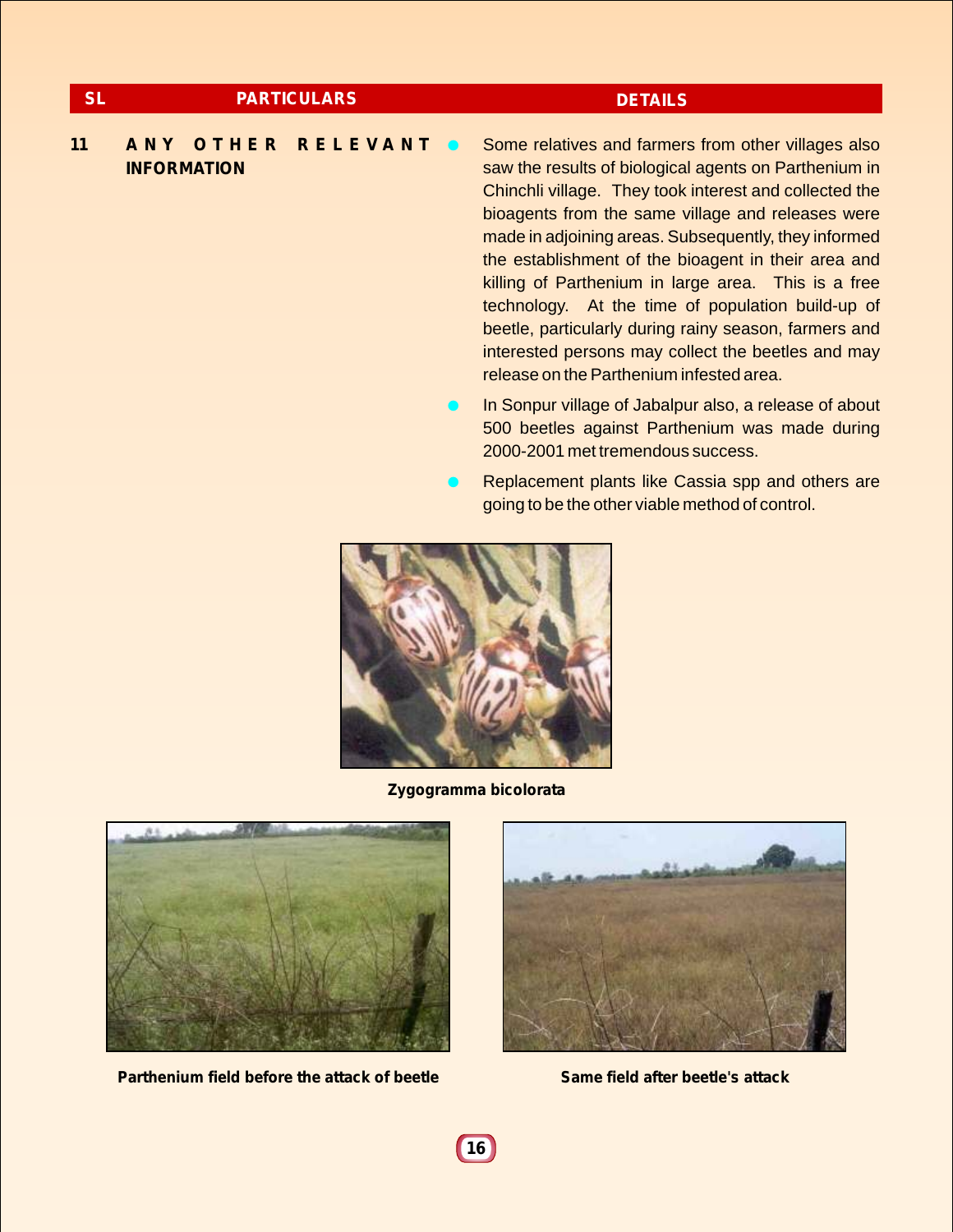| SL | PARTICULARS | DETAILS |
|---|---|---|
| 11 | ANY OTHER RELEVANT INFORMATION | • Some relatives and farmers from other villages also saw the results of biological agents on Parthenium in Chinchli village. They took interest and collected the bioagents from the same village and releases were made in adjoining areas. Subsequently, they informed the establishment of the bioagent in their area and killing of Parthenium in large area. This is a free technology. At the time of population build-up of beetle, particularly during rainy season, farmers and interested persons may collect the beetles and may release on the Parthenium infested area.<br>• In Sonpur village of Jabalpur also, a release of about 500 beetles against Parthenium was made during 2000-2001 met tremendous success.<br>• Replacement plants like Cassia spp and others are going to be the other viable method of control. |

**Zygogramma bicolorata**

**Parthenium field before the attack of beetle**

**Same field after beetle's attack**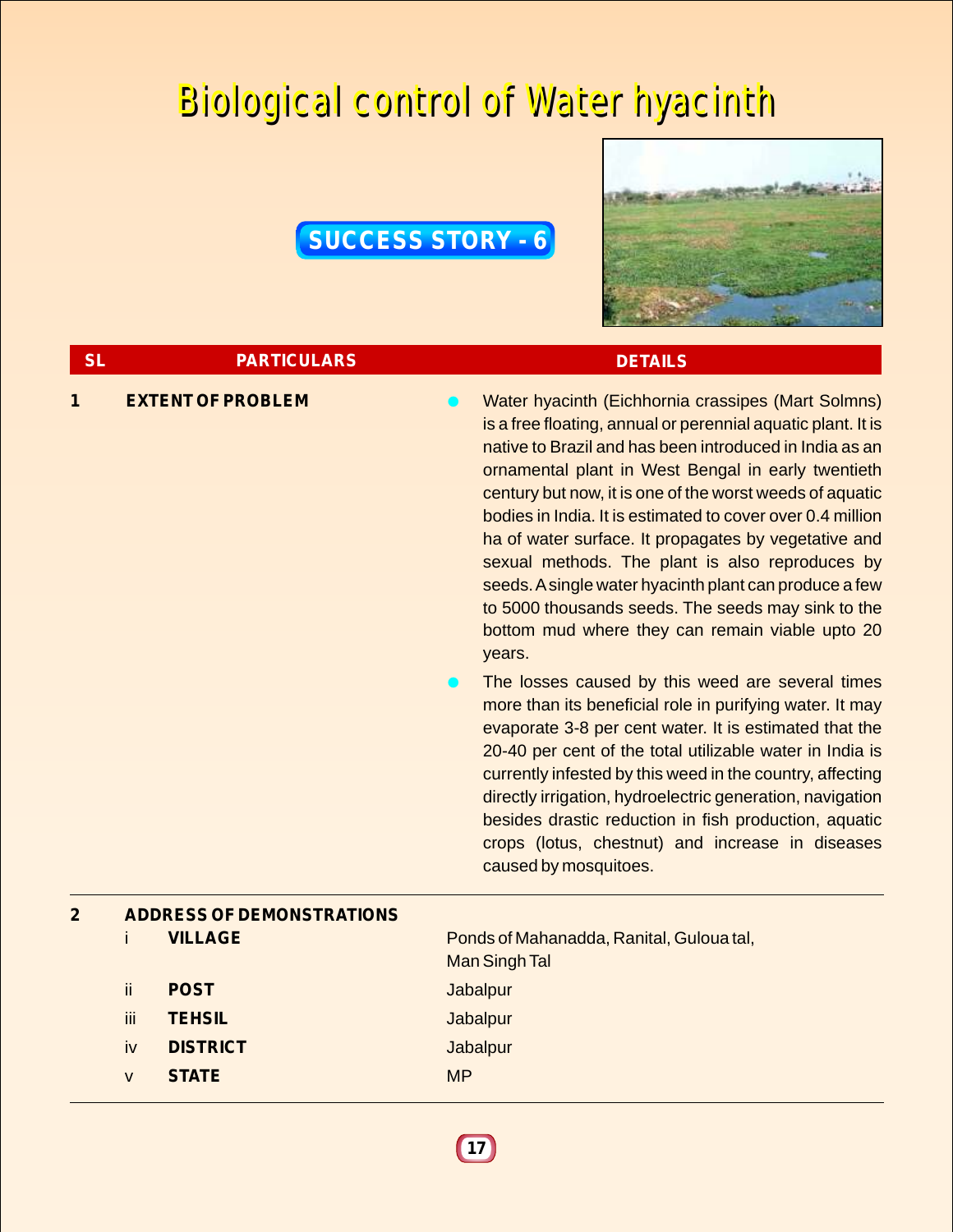# Biological control of Water hyacinth

**SUCCESS STORY - 6**

| SL | PARTICULARS | DETAILS |
|---|---|---|
| 1 | **EXTENT OF PROBLEM** | • Water hyacinth (Eichhornia crassipes (Mart Solmns) is a free floating, annual or perennial aquatic plant. It is native to Brazil and has been introduced in India as an ornamental plant in West Bengal in early twentieth century but now, it is one of the worst weeds of aquatic bodies in India. It is estimated to cover over 0.4 million ha of water surface. It propagates by vegetative and sexual methods. The plant is also reproduces by seeds. A single water hyacinth plant can produce a few to 5000 thousands seeds. The seeds may sink to the bottom mud where they can remain viable upto 20 years.<br>• The losses caused by this weed are several times more than its beneficial role in purifying water. It may evaporate 3-8 per cent water. It is estimated that the 20-40 per cent of the total utilizable water in India is currently infested by this weed in the country, affecting directly irrigation, hydroelectric generation, navigation besides drastic reduction in fish production, aquatic crops (lotus, chestnut) and increase in diseases caused by mosquitoes. |
| 2 | **ADDRESS OF DEMONSTRATIONS** | |
| | i **VILLAGE** | Ponds of Mahanadda, Ranital, Guloua tal, Man Singh Tal |
| | ii **POST** | Jabalpur |
| | iii **TEHSIL** | Jabalpur |
| | iv **DISTRICT** | Jabalpur |
| | v **STATE** | MP |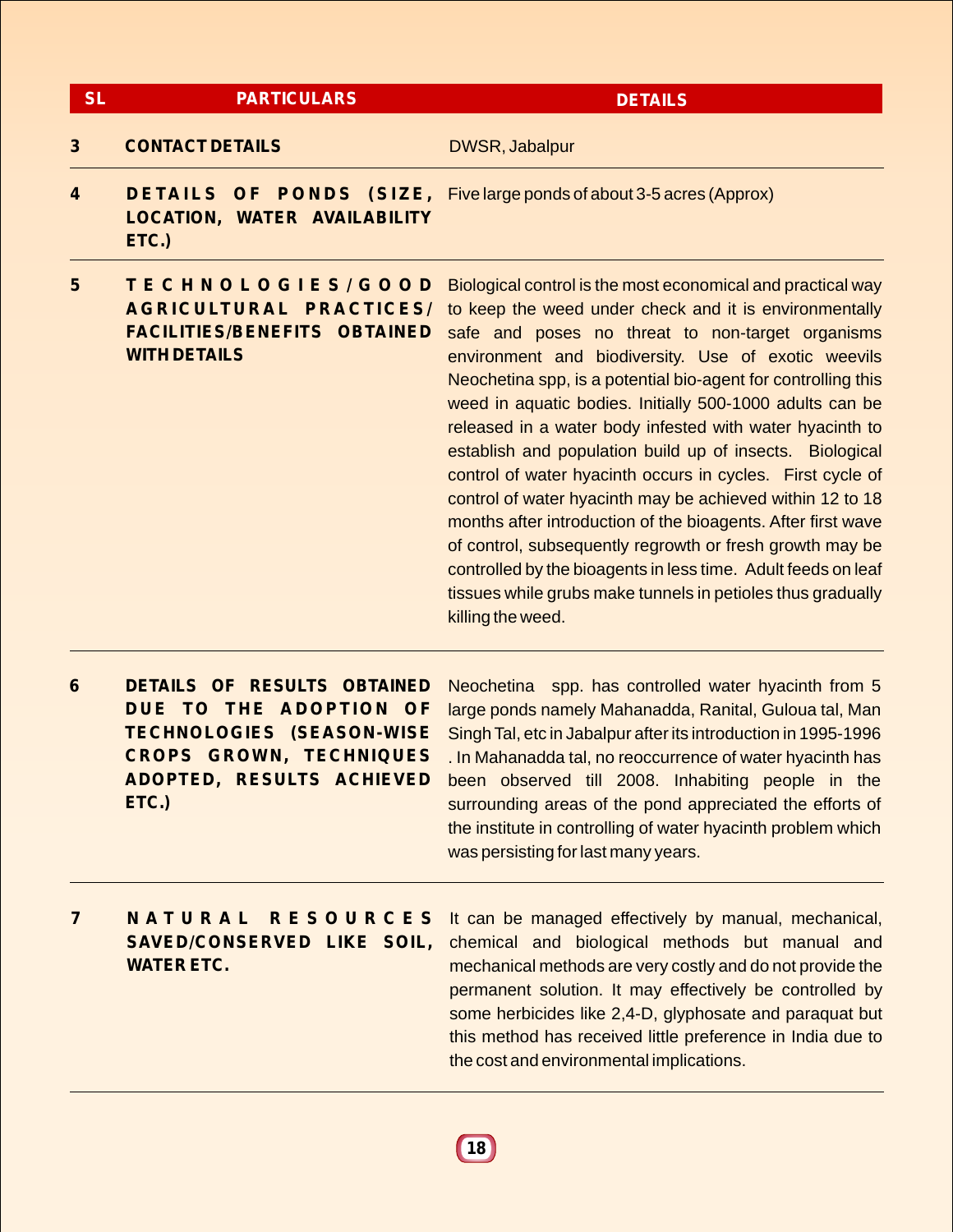| SL | PARTICULARS | DETAILS |
|---|---|---|
| 3 | **CONTACT DETAILS** | DWSR, Jabalpur |
| 4 | **DETAILS OF PONDS (SIZE, LOCATION, WATER AVAILABILITY ETC.)** | Five large ponds of about 3-5 acres (Approx) |
| 5 | **TECHNOLOGIES/GOOD AGRICULTURAL PRACTICES/ FACILITIES/BENEFITS OBTAINED WITH DETAILS** | Biological control is the most economical and practical way to keep the weed under check and it is environmentally safe and poses no threat to non-target organisms environment and biodiversity. Use of exotic weevils Neochetina spp, is a potential bio-agent for controlling this weed in aquatic bodies. Initially 500-1000 adults can be released in a water body infested with water hyacinth to establish and population build up of insects. Biological control of water hyacinth occurs in cycles. First cycle of control of water hyacinth may be achieved within 12 to 18 months after introduction of the bioagents. After first wave of control, subsequently regrowth or fresh growth may be controlled by the bioagents in less time. Adult feeds on leaf tissues while grubs make tunnels in petioles thus gradually killing the weed. |
| 6 | **DETAILS OF RESULTS OBTAINED DUE TO THE ADOPTION OF TECHNOLOGIES (SEASON-WISE CROPS GROWN, TECHNIQUES ADOPTED, RESULTS ACHIEVED ETC.)** | Neochetina spp. has controlled water hyacinth from 5 large ponds namely Mahanadda, Ranital, Guloua tal, Man Singh Tal, etc in Jabalpur after its introduction in 1995-1996 . In Mahanadda tal, no reoccurrence of water hyacinth has been observed till 2008. Inhabiting people in the surrounding areas of the pond appreciated the efforts of the institute in controlling of water hyacinth problem which was persisting for last many years. |
| 7 | **NATURAL RESOURCES SAVED/CONSERVED LIKE SOIL, WATER ETC.** | It can be managed effectively by manual, mechanical, chemical and biological methods but manual and mechanical methods are very costly and do not provide the permanent solution. It may effectively be controlled by some herbicides like 2,4-D, glyphosate and paraquat but this method has received little preference in India due to the cost and environmental implications. |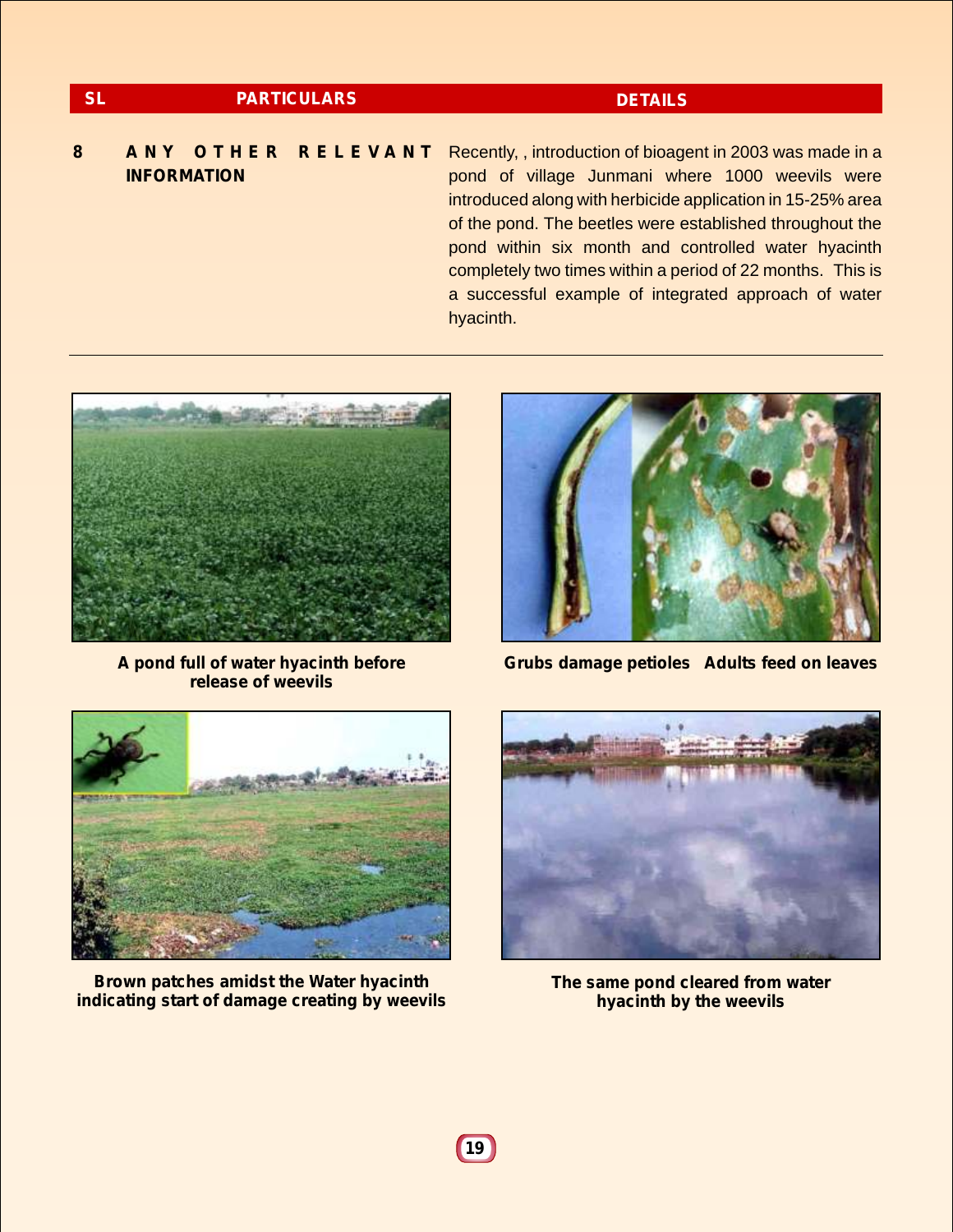| SL | PARTICULARS | DETAILS |
|---|---|---|
| 8 | ANY OTHER RELEVANT INFORMATION | Recently, , introduction of bioagent in 2003 was made in a pond of village Junmani where 1000 weevils were introduced along with herbicide application in 15-25% area of the pond. The beetles were established throughout the pond within six month and controlled water hyacinth completely two times within a period of 22 months. This is a successful example of integrated approach of water hyacinth. |

**A pond full of water hyacinth before release of weevils**

**Grubs damage petioles Adults feed on leaves**

**Brown patches amidst the Water hyacinth indicating start of damage creating by weevils**

**The same pond cleared from water hyacinth by the weevils**